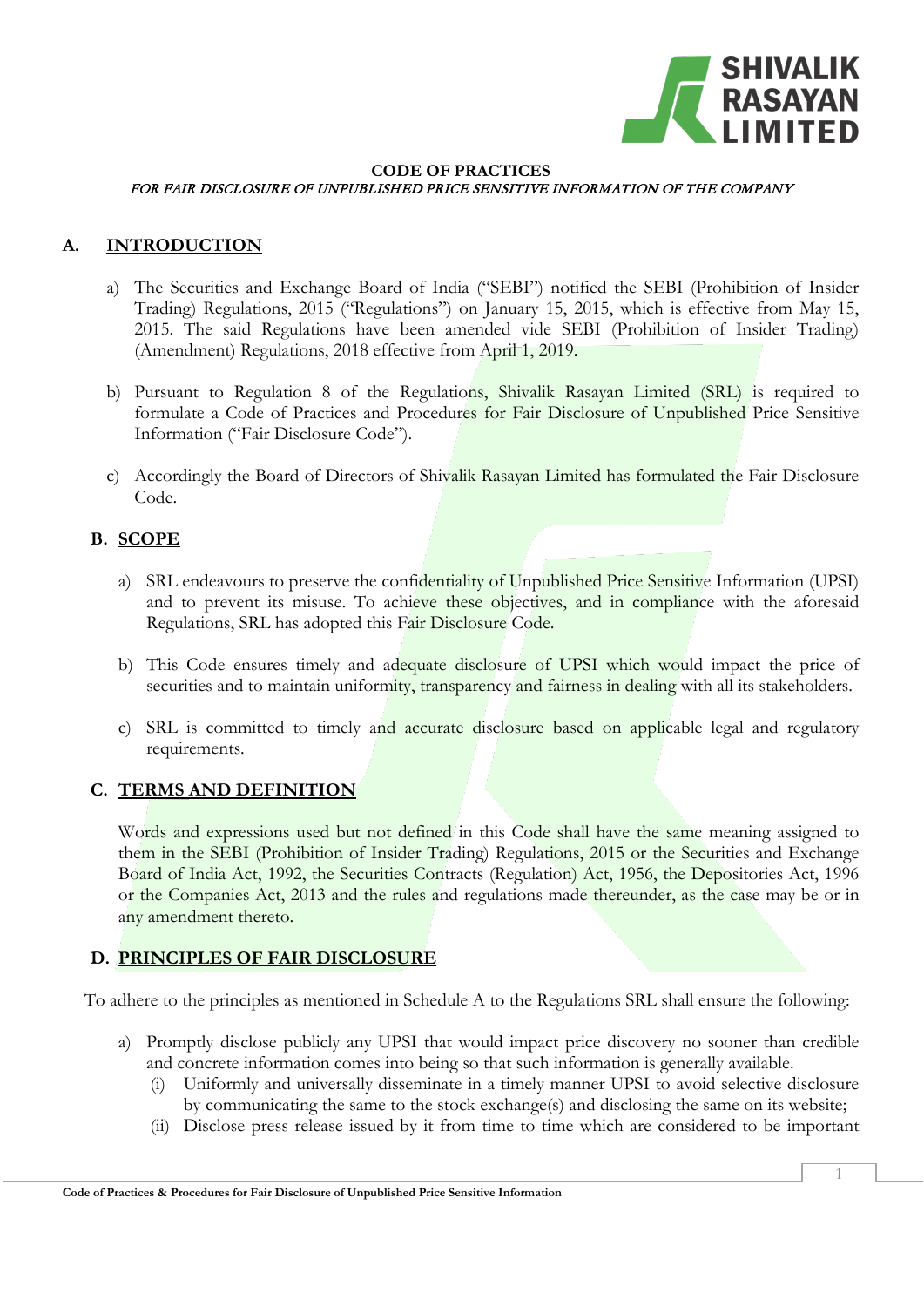**CODE OF PRACTICES**

*FOR FAIR DISCLOSURE OF UNPUBLISHED PRICE SENSITIVE INFORMATION OF THE COMPANY*

## A. INTRODUCTION

a) The Securities and Exchange Board of India ("SEBI") notified the SEBI (Prohibition of Insider Trading) Regulations, 2015 ("Regulations") on January 15, 2015, which is effective from May 15, 2015. The said Regulations have been amended vide SEBI (Prohibition of Insider Trading) (Amendment) Regulations, 2018 effective from April 1, 2019.

b) Pursuant to Regulation 8 of the Regulations, Shivalik Rasayan Limited (SRL) is required to formulate a Code of Practices and Procedures for Fair Disclosure of Unpublished Price Sensitive Information ("Fair Disclosure Code").

c) Accordingly the Board of Directors of Shivalik Rasayan Limited has formulated the Fair Disclosure Code.

## B. SCOPE

a) SRL endeavours to preserve the confidentiality of Unpublished Price Sensitive Information (UPSI) and to prevent its misuse. To achieve these objectives, and in compliance with the aforesaid Regulations, SRL has adopted this Fair Disclosure Code.

b) This Code ensures timely and adequate disclosure of UPSI which would impact the price of securities and to maintain uniformity, transparency and fairness in dealing with all its stakeholders.

c) SRL is committed to timely and accurate disclosure based on applicable legal and regulatory requirements.

## C. TERMS AND DEFINITION

Words and expressions used but not defined in this Code shall have the same meaning assigned to them in the SEBI (Prohibition of Insider Trading) Regulations, 2015 or the Securities and Exchange Board of India Act, 1992, the Securities Contracts (Regulation) Act, 1956, the Depositories Act, 1996 or the Companies Act, 2013 and the rules and regulations made thereunder, as the case may be or in any amendment thereto.

## D. PRINCIPLES OF FAIR DISCLOSURE

To adhere to the principles as mentioned in Schedule A to the Regulations SRL shall ensure the following:

a) Promptly disclose publicly any UPSI that would impact price discovery no sooner than credible and concrete information comes into being so that such information is generally available.
   (i) Uniformly and universally disseminate in a timely manner UPSI to avoid selective disclosure by communicating the same to the stock exchange(s) and disclosing the same on its website;
   (ii) Disclose press release issued by it from time to time which are considered to be important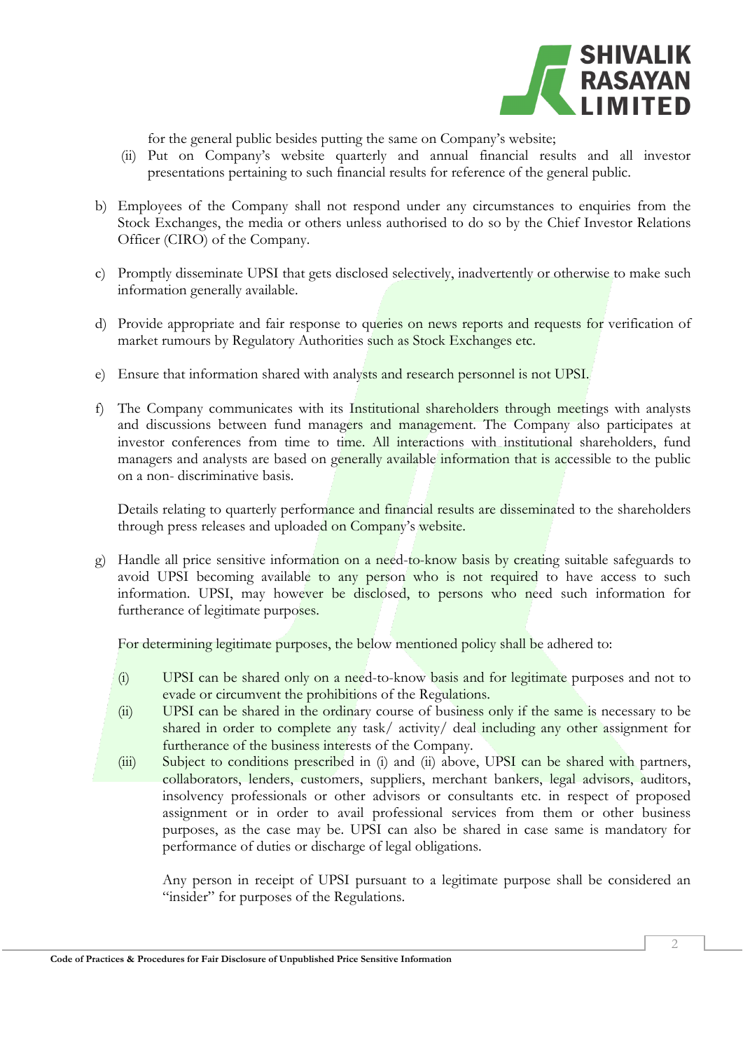for the general public besides putting the same on Company's website;

(ii) Put on Company's website quarterly and annual financial results and all investor presentations pertaining to such financial results for reference of the general public.

b) Employees of the Company shall not respond under any circumstances to enquiries from the Stock Exchanges, the media or others unless authorised to do so by the Chief Investor Relations Officer (CIRO) of the Company.

c) Promptly disseminate UPSI that gets disclosed selectively, inadvertently or otherwise to make such information generally available.

d) Provide appropriate and fair response to queries on news reports and requests for verification of market rumours by Regulatory Authorities such as Stock Exchanges etc.

e) Ensure that information shared with analysts and research personnel is not UPSI.

f) The Company communicates with its Institutional shareholders through meetings with analysts and discussions between fund managers and management. The Company also participates at investor conferences from time to time. All interactions with institutional shareholders, fund managers and analysts are based on generally available information that is accessible to the public on a non- discriminative basis.

   Details relating to quarterly performance and financial results are disseminated to the shareholders through press releases and uploaded on Company's website.

g) Handle all price sensitive information on a need-to-know basis by creating suitable safeguards to avoid UPSI becoming available to any person who is not required to have access to such information. UPSI, may however be disclosed, to persons who need such information for furtherance of legitimate purposes.

   For determining legitimate purposes, the below mentioned policy shall be adhered to:

   (i) UPSI can be shared only on a need-to-know basis and for legitimate purposes and not to evade or circumvent the prohibitions of the Regulations.

   (ii) UPSI can be shared in the ordinary course of business only if the same is necessary to be shared in order to complete any task/ activity/ deal including any other assignment for furtherance of the business interests of the Company.

   (iii) Subject to conditions prescribed in (i) and (ii) above, UPSI can be shared with partners, collaborators, lenders, customers, suppliers, merchant bankers, legal advisors, auditors, insolvency professionals or other advisors or consultants etc. in respect of proposed assignment or in order to avail professional services from them or other business purposes, as the case may be. UPSI can also be shared in case same is mandatory for performance of duties or discharge of legal obligations.

   Any person in receipt of UPSI pursuant to a legitimate purpose shall be considered an "insider" for purposes of the Regulations.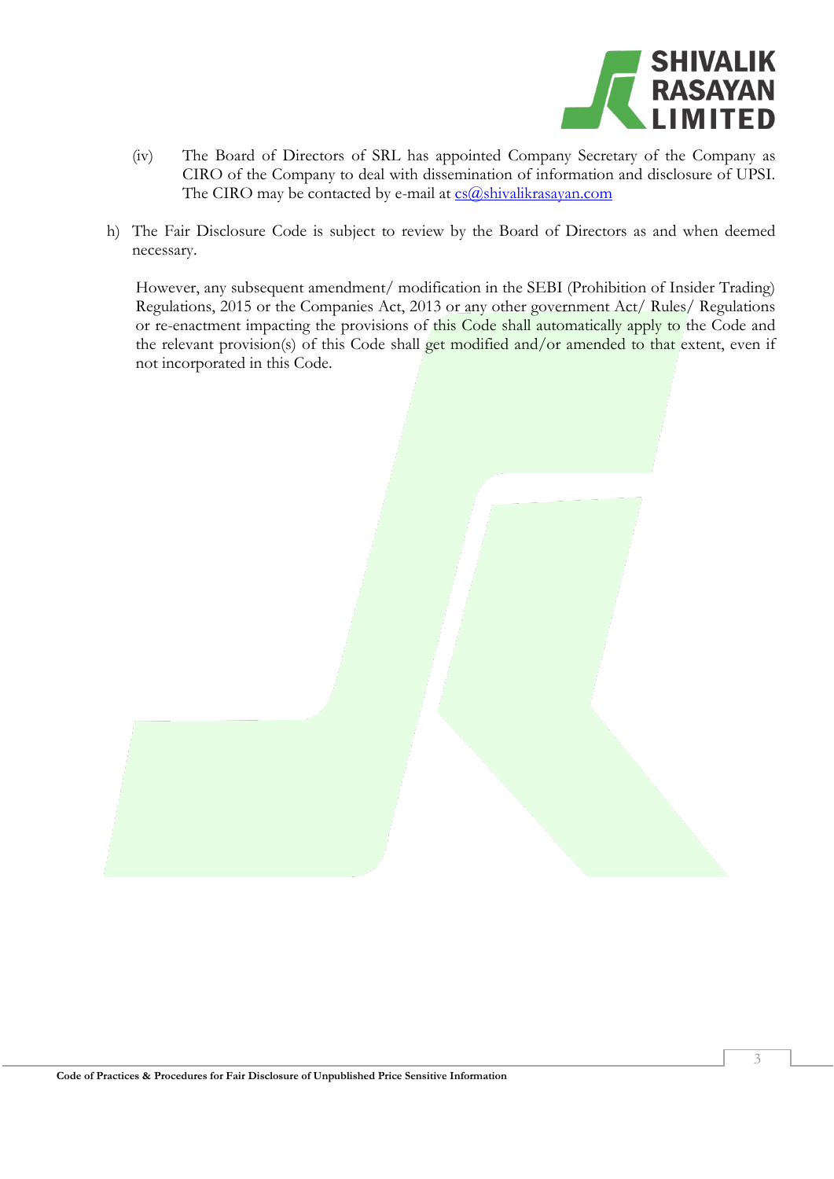(iv) The Board of Directors of SRL has appointed Company Secretary of the Company as CIRO of the Company to deal with dissemination of information and disclosure of UPSI. The CIRO may be contacted by e-mail at cs@shivalikrasayan.com

h) The Fair Disclosure Code is subject to review by the Board of Directors as and when deemed necessary.

However, any subsequent amendment/ modification in the SEBI (Prohibition of Insider Trading) Regulations, 2015 or the Companies Act, 2013 or any other government Act/ Rules/ Regulations or re-enactment impacting the provisions of this Code shall automatically apply to the Code and the relevant provision(s) of this Code shall get modified and/or amended to that extent, even if not incorporated in this Code.